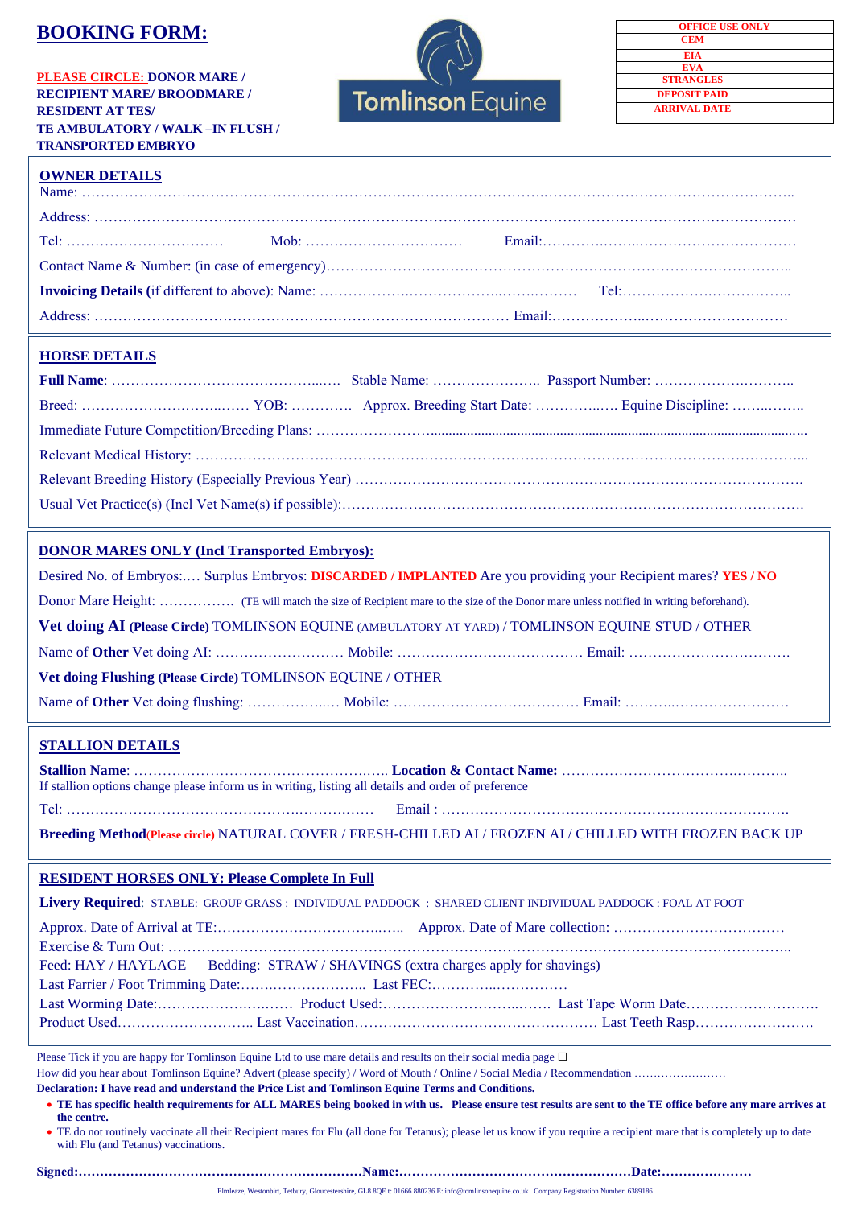# BOOKING FORM:

**PLEASE CIRCLE: DONOR MARE / RECIPIENT MARE/ BROODMARE / RESIDENT AT TES/ TE AMBULATORY / WALK –IN FLUSH / TRANSPORTED EMBRYO**

Tomlinson Equine

| OFFICE USE ONLY | |
|---|---|
| CEM | |
| EIA | |
| EVA | |
| STRANGLES | |
| DEPOSIT PAID | |
| ARRIVAL DATE | |

## OWNER DETAILS

Name: ……………………………………………………………………………………………………………………………..

Address: ……………………………………………………………………………………………………………………………

Tel: …………………………… Mob: …………………………… Email:………………………………………………

Contact Name & Number: (in case of emergency)……………………………………………………………………………..

**Invoicing Details (**if different to above): Name: ………………………………………… Tel:………………………………..

Address: ……………………………………………………………………………… Email:……………………………………

## HORSE DETAILS

**Full Name**: ……………………………………….. Stable Name: ………………….. Passport Number: ……………………..

Breed: …………………………… YOB: …………. Approx. Breeding Start Date: ……………. Equine Discipline: ……………

Immediate Future Competition/Breeding Plans: ……………………………………………………………………………………

Relevant Medical History: ……………………………………………………………………………………………………………...

Relevant Breeding History (Especially Previous Year) ………………………………………………………………………………

Usual Vet Practice(s) (Incl Vet Name(s) if possible):………………………………………………………………………………….

## DONOR MARES ONLY (Incl Transported Embryos):

Desired No. of Embryos:…. Surplus Embryos: **DISCARDED / IMPLANTED** Are you providing your Recipient mares? **YES / NO**

Donor Mare Height: ……………. (TE will match the size of Recipient mare to the size of the Donor mare unless notified in writing beforehand).

**Vet doing AI (Please Circle)** TOMLINSON EQUINE (AMBULATORY AT YARD) / TOMLINSON EQUINE STUD / OTHER

Name of **Other** Vet doing AI: ……………………… Mobile: ………………………………… Email: …………………………….

**Vet doing Flushing (Please Circle)** TOMLINSON EQUINE / OTHER

Name of **Other** Vet doing flushing: ………………. Mobile: ………………………………… Email: ……………………………

## STALLION DETAILS

**Stallion Name**: ……………………………………………… **Location & Contact Name:** ………………………………………..

If stallion options change please inform us in writing, listing all details and order of preference

Tel: ……………………………………………………… Email : …………………………………………………………….

**Breeding Method**(Please circle) NATURAL COVER / FRESH-CHILLED AI / FROZEN AI / CHILLED WITH FROZEN BACK UP

## RESIDENT HORSES ONLY: Please Complete In Full

**Livery Required**: STABLE: GROUP GRASS : INDIVIDUAL PADDOCK : SHARED CLIENT INDIVIDUAL PADDOCK : FOAL AT FOOT

Approx. Date of Arrival at TE:……………………………… Approx. Date of Mare collection: ………………………………

Exercise & Turn Out: ………………………………………………………………………………………………………………..

Feed: HAY / HAYLAGE Bedding: STRAW / SHAVINGS (extra charges apply for shavings)

Last Farrier / Foot Trimming Date:……………………….. Last FEC:…………………………

Last Worming Date:………………………… Product Used:……………………………. Last Tape Worm Date………………………

Product Used……………………….. Last Vaccination…………………………………………… Last Teeth Rasp…………………….

Please Tick if you are happy for Tomlinson Equine Ltd to use mare details and results on their social media page ☐

How did you hear about Tomlinson Equine? Advert (please specify) / Word of Mouth / Online / Social Media / Recommendation ……………………

**Declaration: I have read and understand the Price List and Tomlinson Equine Terms and Conditions.**

- **TE has specific health requirements for ALL MARES being booked in with us. Please ensure test results are sent to the TE office before any mare arrives at the centre.**
- TE do not routinely vaccinate all their Recipient mares for Flu (all done for Tetanus); please let us know if you require a recipient mare that is completely up to date with Flu (and Tetanus) vaccinations.

**Signed:…………………………………………………………Name:………………………………………………Date:…………………**

Elmleaze, Westonbirt, Tetbury, Gloucestershire, GL8 8QE t: 01666 880236 E: info@tomlinsonequine.co.uk Company Registration Number: 6389186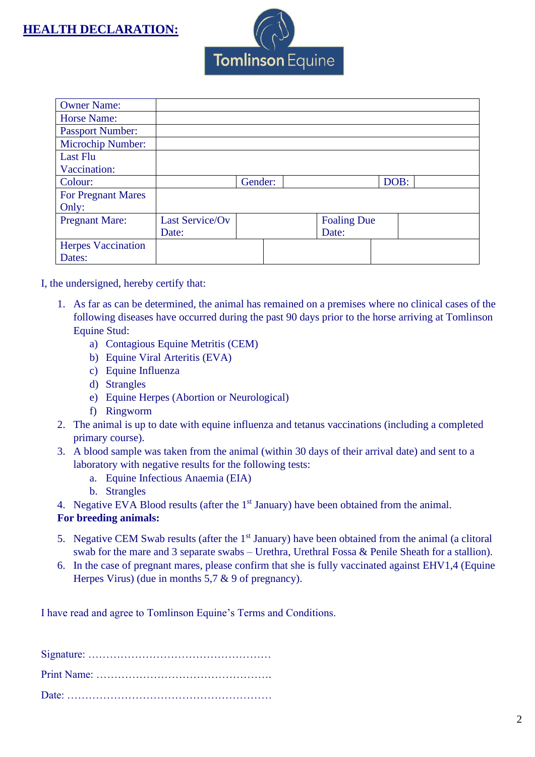**HEALTH DECLARATION:**

Tomlinson Equine

| | | | | | |
|---|---|---|---|---|---|
| Owner Name: | | | | | |
| Horse Name: | | | | | |
| Passport Number: | | | | | |
| Microchip Number: | | | | | |
| Last Flu Vaccination: | | | | | |
| Colour: | | Gender: | | DOB: | |
| For Pregnant Mares Only: | | | | | |
| Pregnant Mare: | Last Service/Ov Date: | | Foaling Due Date: | | |
| Herpes Vaccination Dates: | | | | | |

I, the undersigned, hereby certify that:

1. As far as can be determined, the animal has remained on a premises where no clinical cases of the following diseases have occurred during the past 90 days prior to the horse arriving at Tomlinson Equine Stud:
   a) Contagious Equine Metritis (CEM)
   b) Equine Viral Arteritis (EVA)
   c) Equine Influenza
   d) Strangles
   e) Equine Herpes (Abortion or Neurological)
   f) Ringworm
2. The animal is up to date with equine influenza and tetanus vaccinations (including a completed primary course).
3. A blood sample was taken from the animal (within 30 days of their arrival date) and sent to a laboratory with negative results for the following tests:
   a. Equine Infectious Anaemia (EIA)
   b. Strangles
4. Negative EVA Blood results (after the 1st January) have been obtained from the animal.

**For breeding animals:**

5. Negative CEM Swab results (after the 1st January) have been obtained from the animal (a clitoral swab for the mare and 3 separate swabs – Urethra, Urethral Fossa & Penile Sheath for a stallion).
6. In the case of pregnant mares, please confirm that she is fully vaccinated against EHV1,4 (Equine Herpes Virus) (due in months 5,7 & 9 of pregnancy).

I have read and agree to Tomlinson Equine's Terms and Conditions.

Signature: ……………………………………………

Print Name: ………………………………………….

Date: …………………………………………………